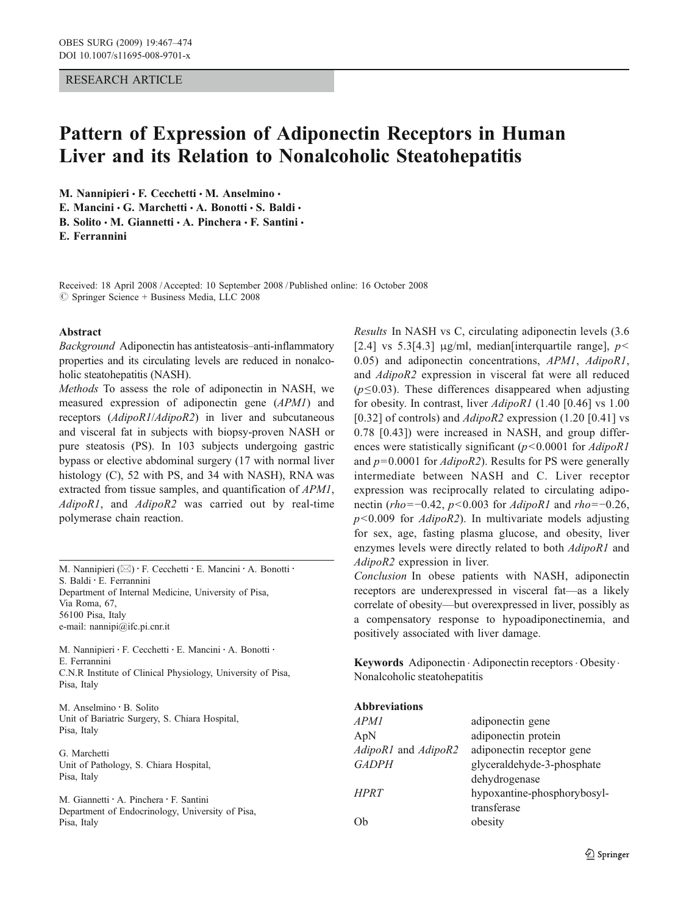RESEARCH ARTICLE

# Pattern of Expression of Adiponectin Receptors in Human Liver and its Relation to Nonalcoholic Steatohepatitis

**M. Nannipieri · F. Cecchetti · M. Anselmino · E. Mancini · G. Marchetti · A. Bonotti · S. Baldi · B. Solito · M. Giannetti · A. Pinchera · F. Santini · E. Ferrannini**

Received: 18 April 2008 / Accepted: 10 September 2008 / Published online: 16 October 2008
© Springer Science + Business Media, LLC 2008

## Abstract

*Background* Adiponectin has antisteatosis–anti-inflammatory properties and its circulating levels are reduced in nonalcoholic steatohepatitis (NASH).

*Methods* To assess the role of adiponectin in NASH, we measured expression of adiponectin gene (*APM1*) and receptors (*AdipoR1*/*AdipoR2*) in liver and subcutaneous and visceral fat in subjects with biopsy-proven NASH or pure steatosis (PS). In 103 subjects undergoing gastric bypass or elective abdominal surgery (17 with normal liver histology (C), 52 with PS, and 34 with NASH), RNA was extracted from tissue samples, and quantification of *APM1*, *AdipoR1*, and *AdipoR2* was carried out by real-time polymerase chain reaction.

*Results* In NASH vs C, circulating adiponectin levels (3.6 [2.4] vs 5.3[4.3] μg/ml, median[interquartile range], $p < 0.05$) and adiponectin concentrations, *APM1*, *AdipoR1*, and *AdipoR2* expression in visceral fat were all reduced ($p \leq 0.03$). These differences disappeared when adjusting for obesity. In contrast, liver *AdipoR1* (1.40 [0.46] vs 1.00 [0.32] of controls) and *AdipoR2* expression (1.20 [0.41] vs 0.78 [0.43]) were increased in NASH, and group differences were statistically significant ($p < 0.0001$ for *AdipoR1* and $p = 0.0001$ for *AdipoR2*). Results for PS were generally intermediate between NASH and C. Liver receptor expression was reciprocally related to circulating adiponectin ($rho = -0.42$, $p < 0.003$ for *AdipoR1* and $rho = -0.26$, $p < 0.009$ for *AdipoR2*). In multivariate models adjusting for sex, age, fasting plasma glucose, and obesity, liver enzymes levels were directly related to both *AdipoR1* and *AdipoR2* expression in liver.

*Conclusion* In obese patients with NASH, adiponectin receptors are underexpressed in visceral fat—as a likely correlate of obesity—but overexpressed in liver, possibly as a compensatory response to hypoadiponectinemia, and positively associated with liver damage.

**Keywords** Adiponectin · Adiponectin receptors · Obesity · Nonalcoholic steatohepatitis

**Abbreviations**

| | |
|---|---|
| *APM1* | adiponectin gene |
| ApN | adiponectin protein |
| *AdipoR1* and *AdipoR2* | adiponectin receptor gene |
| *GADPH* | glyceraldehyde-3-phosphate dehydrogenase |
| *HPRT* | hypoxantine-phosphorybosyl-transferase |
| Ob | obesity |

---

M. Nannipieri (✉) · F. Cecchetti · E. Mancini · A. Bonotti · S. Baldi · E. Ferrannini
Department of Internal Medicine, University of Pisa, Via Roma, 67, 56100 Pisa, Italy
e-mail: nannipi@ifc.pi.cnr.it

M. Nannipieri · F. Cecchetti · E. Mancini · A. Bonotti · E. Ferrannini
C.N.R Institute of Clinical Physiology, University of Pisa, Pisa, Italy

M. Anselmino · B. Solito
Unit of Bariatric Surgery, S. Chiara Hospital, Pisa, Italy

G. Marchetti
Unit of Pathology, S. Chiara Hospital, Pisa, Italy

M. Giannetti · A. Pinchera · F. Santini
Department of Endocrinology, University of Pisa, Pisa, Italy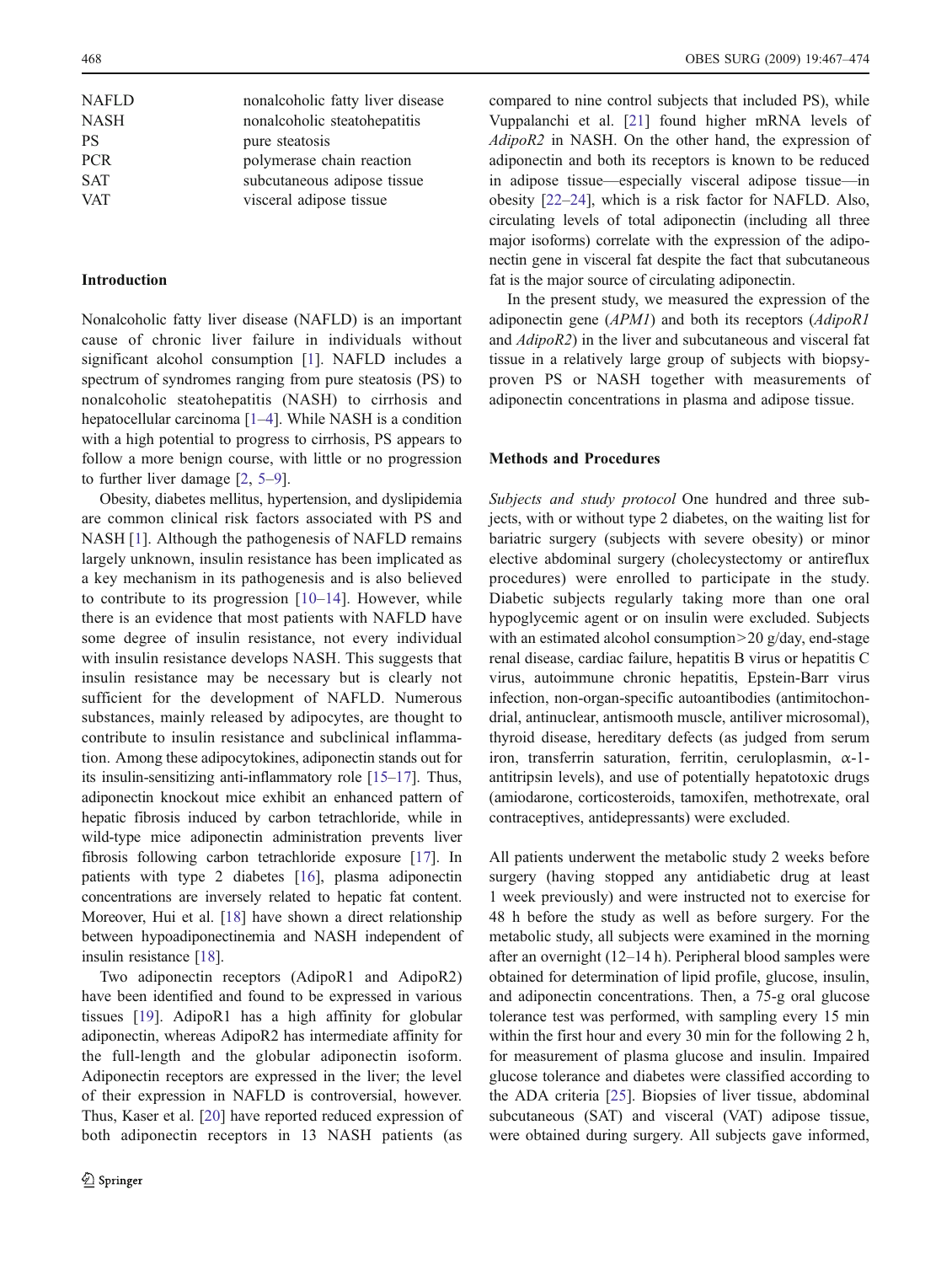| | |
|---|---|
| NAFLD | nonalcoholic fatty liver disease |
| NASH | nonalcoholic steatohepatitis |
| PS | pure steatosis |
| PCR | polymerase chain reaction |
| SAT | subcutaneous adipose tissue |
| VAT | visceral adipose tissue |

## Introduction

Nonalcoholic fatty liver disease (NAFLD) is an important cause of chronic liver failure in individuals without significant alcohol consumption [1]. NAFLD includes a spectrum of syndromes ranging from pure steatosis (PS) to nonalcoholic steatohepatitis (NASH) to cirrhosis and hepatocellular carcinoma [1–4]. While NASH is a condition with a high potential to progress to cirrhosis, PS appears to follow a more benign course, with little or no progression to further liver damage [2, 5–9].

Obesity, diabetes mellitus, hypertension, and dyslipidemia are common clinical risk factors associated with PS and NASH [1]. Although the pathogenesis of NAFLD remains largely unknown, insulin resistance has been implicated as a key mechanism in its pathogenesis and is also believed to contribute to its progression [10–14]. However, while there is an evidence that most patients with NAFLD have some degree of insulin resistance, not every individual with insulin resistance develops NASH. This suggests that insulin resistance may be necessary but is clearly not sufficient for the development of NAFLD. Numerous substances, mainly released by adipocytes, are thought to contribute to insulin resistance and subclinical inflammation. Among these adipocytokines, adiponectin stands out for its insulin-sensitizing anti-inflammatory role [15–17]. Thus, adiponectin knockout mice exhibit an enhanced pattern of hepatic fibrosis induced by carbon tetrachloride, while in wild-type mice adiponectin administration prevents liver fibrosis following carbon tetrachloride exposure [17]. In patients with type 2 diabetes [16], plasma adiponectin concentrations are inversely related to hepatic fat content. Moreover, Hui et al. [18] have shown a direct relationship between hypoadiponectinemia and NASH independent of insulin resistance [18].

Two adiponectin receptors (AdipoR1 and AdipoR2) have been identified and found to be expressed in various tissues [19]. AdipoR1 has a high affinity for globular adiponectin, whereas AdipoR2 has intermediate affinity for the full-length and the globular adiponectin isoform. Adiponectin receptors are expressed in the liver; the level of their expression in NAFLD is controversial, however. Thus, Kaser et al. [20] have reported reduced expression of both adiponectin receptors in 13 NASH patients (as compared to nine control subjects that included PS), while Vuppalanchi et al. [21] found higher mRNA levels of *AdipoR2* in NASH. On the other hand, the expression of adiponectin and both its receptors is known to be reduced in adipose tissue—especially visceral adipose tissue—in obesity [22–24], which is a risk factor for NAFLD. Also, circulating levels of total adiponectin (including all three major isoforms) correlate with the expression of the adiponectin gene in visceral fat despite the fact that subcutaneous fat is the major source of circulating adiponectin.

In the present study, we measured the expression of the adiponectin gene (*APM1*) and both its receptors (*AdipoR1* and *AdipoR2*) in the liver and subcutaneous and visceral fat tissue in a relatively large group of subjects with biopsy-proven PS or NASH together with measurements of adiponectin concentrations in plasma and adipose tissue.

## Methods and Procedures

*Subjects and study protocol* One hundred and three subjects, with or without type 2 diabetes, on the waiting list for bariatric surgery (subjects with severe obesity) or minor elective abdominal surgery (cholecystectomy or antireflux procedures) were enrolled to participate in the study. Diabetic subjects regularly taking more than one oral hypoglycemic agent or on insulin were excluded. Subjects with an estimated alcohol consumption>20 g/day, end-stage renal disease, cardiac failure, hepatitis B virus or hepatitis C virus, autoimmune chronic hepatitis, Epstein-Barr virus infection, non-organ-specific autoantibodies (antimitochondrial, antinuclear, antismooth muscle, antiliver microsomal), thyroid disease, hereditary defects (as judged from serum iron, transferrin saturation, ferritin, ceruloplasmin, α-1-antitripsin levels), and use of potentially hepatotoxic drugs (amiodarone, corticosteroids, tamoxifen, methotrexate, oral contraceptives, antidepressants) were excluded.

All patients underwent the metabolic study 2 weeks before surgery (having stopped any antidiabetic drug at least 1 week previously) and were instructed not to exercise for 48 h before the study as well as before surgery. For the metabolic study, all subjects were examined in the morning after an overnight (12–14 h). Peripheral blood samples were obtained for determination of lipid profile, glucose, insulin, and adiponectin concentrations. Then, a 75-g oral glucose tolerance test was performed, with sampling every 15 min within the first hour and every 30 min for the following 2 h, for measurement of plasma glucose and insulin. Impaired glucose tolerance and diabetes were classified according to the ADA criteria [25]. Biopsies of liver tissue, abdominal subcutaneous (SAT) and visceral (VAT) adipose tissue, were obtained during surgery. All subjects gave informed,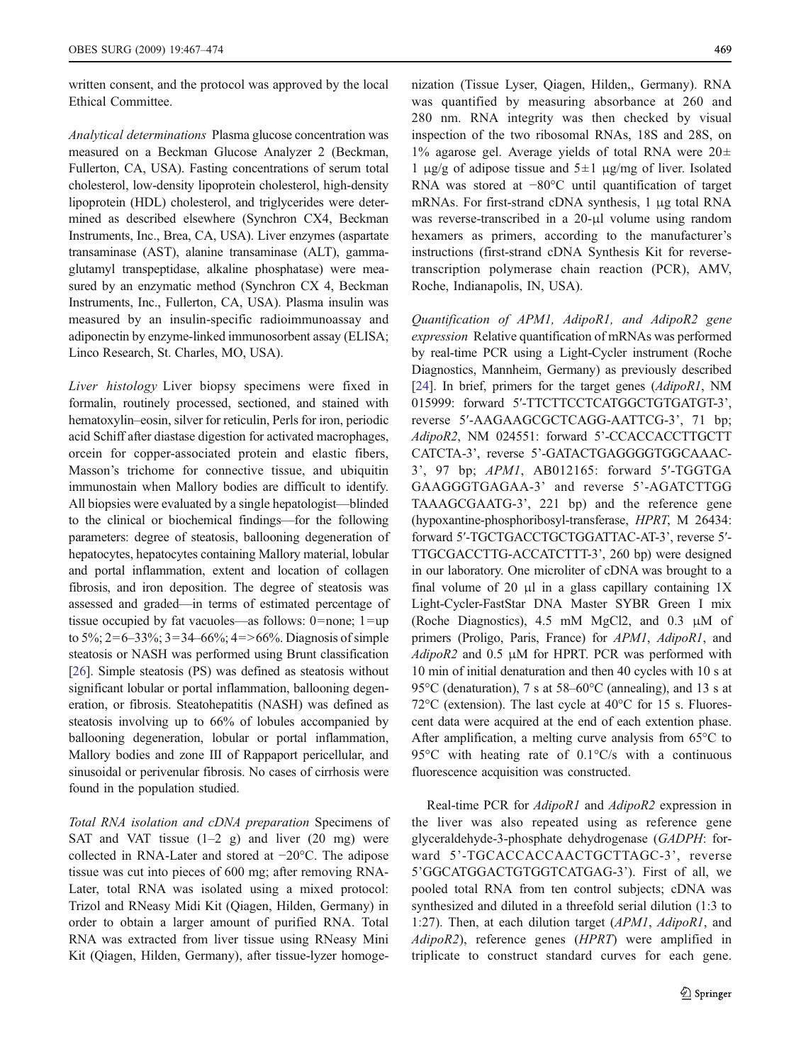written consent, and the protocol was approved by the local Ethical Committee.

*Analytical determinations* Plasma glucose concentration was measured on a Beckman Glucose Analyzer 2 (Beckman, Fullerton, CA, USA). Fasting concentrations of serum total cholesterol, low-density lipoprotein cholesterol, high-density lipoprotein (HDL) cholesterol, and triglycerides were determined as described elsewhere (Synchron CX4, Beckman Instruments, Inc., Brea, CA, USA). Liver enzymes (aspartate transaminase (AST), alanine transaminase (ALT), gamma-glutamyl transpeptidase, alkaline phosphatase) were measured by an enzymatic method (Synchron CX 4, Beckman Instruments, Inc., Fullerton, CA, USA). Plasma insulin was measured by an insulin-specific radioimmunoassay and adiponectin by enzyme-linked immunosorbent assay (ELISA; Linco Research, St. Charles, MO, USA).

*Liver histology* Liver biopsy specimens were fixed in formalin, routinely processed, sectioned, and stained with hematoxylin–eosin, silver for reticulin, Perls for iron, periodic acid Schiff after diastase digestion for activated macrophages, orcein for copper-associated protein and elastic fibers, Masson's trichome for connective tissue, and ubiquitin immunostain when Mallory bodies are difficult to identify. All biopsies were evaluated by a single hepatologist—blinded to the clinical or biochemical findings—for the following parameters: degree of steatosis, ballooning degeneration of hepatocytes, hepatocytes containing Mallory material, lobular and portal inflammation, extent and location of collagen fibrosis, and iron deposition. The degree of steatosis was assessed and graded—in terms of estimated percentage of tissue occupied by fat vacuoles—as follows: 0=none; 1=up to 5%; 2=6–33%; 3=34–66%; 4=>66%. Diagnosis of simple steatosis or NASH was performed using Brunt classification [26]. Simple steatosis (PS) was defined as steatosis without significant lobular or portal inflammation, ballooning degeneration, or fibrosis. Steatohepatitis (NASH) was defined as steatosis involving up to 66% of lobules accompanied by ballooning degeneration, lobular or portal inflammation, Mallory bodies and zone III of Rappaport pericellular, and sinusoidal or perivenular fibrosis. No cases of cirrhosis were found in the population studied.

*Total RNA isolation and cDNA preparation* Specimens of SAT and VAT tissue (1–2 g) and liver (20 mg) were collected in RNA-Later and stored at −20°C. The adipose tissue was cut into pieces of 600 mg; after removing RNA-Later, total RNA was isolated using a mixed protocol: Trizol and RNeasy Midi Kit (Qiagen, Hilden, Germany) in order to obtain a larger amount of purified RNA. Total RNA was extracted from liver tissue using RNeasy Mini Kit (Qiagen, Hilden, Germany), after tissue-lyzer homogenization (Tissue Lyser, Qiagen, Hilden,, Germany). RNA was quantified by measuring absorbance at 260 and 280 nm. RNA integrity was then checked by visual inspection of the two ribosomal RNAs, 18S and 28S, on 1% agarose gel. Average yields of total RNA were 20± 1 μg/g of adipose tissue and 5±1 μg/mg of liver. Isolated RNA was stored at −80°C until quantification of target mRNAs. For first-strand cDNA synthesis, 1 μg total RNA was reverse-transcribed in a 20-μl volume using random hexamers as primers, according to the manufacturer's instructions (first-strand cDNA Synthesis Kit for reverse-transcription polymerase chain reaction (PCR), AMV, Roche, Indianapolis, IN, USA).

*Quantification of APM1, AdipoR1, and AdipoR2 gene expression* Relative quantification of mRNAs was performed by real-time PCR using a Light-Cycler instrument (Roche Diagnostics, Mannheim, Germany) as previously described [24]. In brief, primers for the target genes (*AdipoR1*, NM 015999: forward 5′-TTCTTCCTCATGGCTGTGATGT-3′, reverse 5′-AAGAAGCGCTCAGG-AATTCG-3′, 71 bp; *AdipoR2*, NM 024551: forward 5'-CCACCACCTTGCTT CATCTA-3', reverse 5'-GATACTGAGGGGTGGCAAAC-3', 97 bp; *APM1*, AB012165: forward 5′-TGGTGA GAAGGGTGAGAA-3' and reverse 5'-AGATCTTGG TAAAGCGAATG-3', 221 bp) and the reference gene (hypoxantine-phosphoribosyl-transferase, *HPRT*, M 26434: forward 5′-TGCTGACCTGCTGGATTAC-AT-3', reverse 5′-TTGCGACCTTG-ACCATCTTT-3', 260 bp) were designed in our laboratory. One microliter of cDNA was brought to a final volume of 20 μl in a glass capillary containing 1X Light-Cycler-FastStar DNA Master SYBR Green I mix (Roche Diagnostics), 4.5 mM MgCl2, and 0.3 μM of primers (Proligo, Paris, France) for *APM1*, *AdipoR1*, and *AdipoR2* and 0.5 μM for HPRT. PCR was performed with 10 min of initial denaturation and then 40 cycles with 10 s at 95°C (denaturation), 7 s at 58–60°C (annealing), and 13 s at 72°C (extension). The last cycle at 40°C for 15 s. Fluorescent data were acquired at the end of each extention phase. After amplification, a melting curve analysis from 65°C to 95°C with heating rate of 0.1°C/s with a continuous fluorescence acquisition was constructed.

Real-time PCR for *AdipoR1* and *AdipoR2* expression in the liver was also repeated using as reference gene glyceraldehyde-3-phosphate dehydrogenase (*GADPH*: forward 5'-TGCACCACCAACTGCTTAGC-3', reverse 5'GGCATGGACTGTGGTCATGAG-3'). First of all, we pooled total RNA from ten control subjects; cDNA was synthesized and diluted in a threefold serial dilution (1:3 to 1:27). Then, at each dilution target (*APM1*, *AdipoR1*, and *AdipoR2*), reference genes (*HPRT*) were amplified in triplicate to construct standard curves for each gene.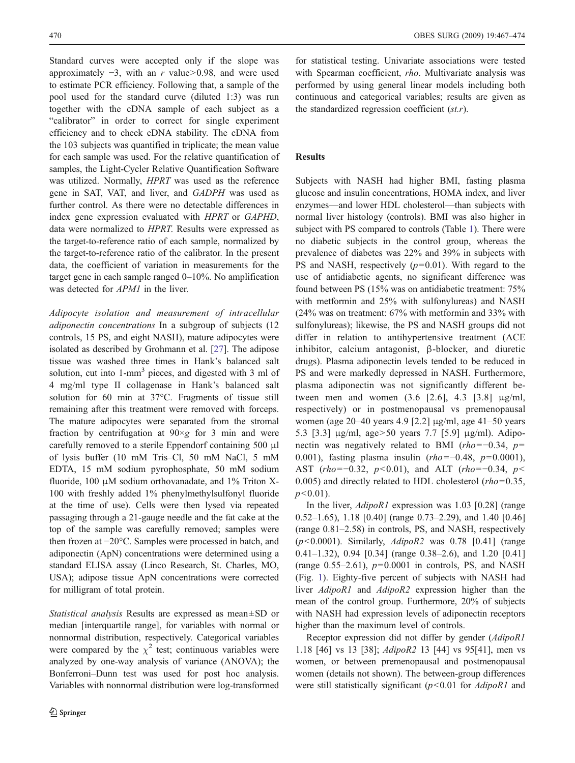Standard curves were accepted only if the slope was approximately −3, with an *r* value>0.98, and were used to estimate PCR efficiency. Following that, a sample of the pool used for the standard curve (diluted 1:3) was run together with the cDNA sample of each subject as a "calibrator" in order to correct for single experiment efficiency and to check cDNA stability. The cDNA from the 103 subjects was quantified in triplicate; the mean value for each sample was used. For the relative quantification of samples, the Light-Cycler Relative Quantification Software was utilized. Normally, *HPRT* was used as the reference gene in SAT, VAT, and liver, and *GADPH* was used as further control. As there were no detectable differences in index gene expression evaluated with *HPRT* or *GAPHD*, data were normalized to *HPRT*. Results were expressed as the target-to-reference ratio of each sample, normalized by the target-to-reference ratio of the calibrator. In the present data, the coefficient of variation in measurements for the target gene in each sample ranged 0–10%. No amplification was detected for *APM1* in the liver.

*Adipocyte isolation and measurement of intracellular adiponectin concentrations* In a subgroup of subjects (12 controls, 15 PS, and eight NASH), mature adipocytes were isolated as described by Grohmann et al. [27]. The adipose tissue was washed three times in Hank's balanced salt solution, cut into 1-mm$^3$ pieces, and digested with 3 ml of 4 mg/ml type II collagenase in Hank's balanced salt solution for 60 min at 37°C. Fragments of tissue still remaining after this treatment were removed with forceps. The mature adipocytes were separated from the stromal fraction by centrifugation at 90×*g* for 3 min and were carefully removed to a sterile Eppendorf containing 500 μl of lysis buffer (10 mM Tris–Cl, 50 mM NaCl, 5 mM EDTA, 15 mM sodium pyrophosphate, 50 mM sodium fluoride, 100 μM sodium orthovanadate, and 1% Triton X-100 with freshly added 1% phenylmethylsulfonyl fluoride at the time of use). Cells were then lysed via repeated passaging through a 21-gauge needle and the fat cake at the top of the sample was carefully removed; samples were then frozen at −20°C. Samples were processed in batch, and adiponectin (ApN) concentrations were determined using a standard ELISA assay (Linco Research, St. Charles, MO, USA); adipose tissue ApN concentrations were corrected for milligram of total protein.

*Statistical analysis* Results are expressed as mean±SD or median [interquartile range], for variables with normal or nonnormal distribution, respectively. Categorical variables were compared by the $\chi^2$ test; continuous variables were analyzed by one-way analysis of variance (ANOVA); the Bonferroni–Dunn test was used for post hoc analysis. Variables with nonnormal distribution were log-transformed for statistical testing. Univariate associations were tested with Spearman coefficient, *rho*. Multivariate analysis was performed by using general linear models including both continuous and categorical variables; results are given as the standardized regression coefficient (*st.r*).

## Results

Subjects with NASH had higher BMI, fasting plasma glucose and insulin concentrations, HOMA index, and liver enzymes—and lower HDL cholesterol—than subjects with normal liver histology (controls). BMI was also higher in subject with PS compared to controls (Table 1). There were no diabetic subjects in the control group, whereas the prevalence of diabetes was 22% and 39% in subjects with PS and NASH, respectively ($p$=0.01). With regard to the use of antidiabetic agents, no significant difference was found between PS (15% was on antidiabetic treatment: 75% with metformin and 25% with sulfonylureas) and NASH (24% was on treatment: 67% with metformin and 33% with sulfonylureas); likewise, the PS and NASH groups did not differ in relation to antihypertensive treatment (ACE inhibitor, calcium antagonist, β-blocker, and diuretic drugs). Plasma adiponectin levels tended to be reduced in PS and were markedly depressed in NASH. Furthermore, plasma adiponectin was not significantly different between men and women (3.6 [2.6], 4.3 [3.8] μg/ml, respectively) or in postmenopausal vs premenopausal women (age 20–40 years 4.9 [2.2] μg/ml, age 41–50 years 5.3 [3.3] μg/ml, age>50 years 7.7 [5.9] μg/ml). Adiponectin was negatively related to BMI (*rho*=−0.34, $p$= 0.001), fasting plasma insulin (*rho*=−0.48, $p$=0.0001), AST (*rho*=−0.32, $p$<0.01), and ALT (*rho*=−0.34, $p$< 0.005) and directly related to HDL cholesterol (*rho*=0.35, $p$<0.01).

In the liver, *AdipoR1* expression was 1.03 [0.28] (range 0.52–1.65), 1.18 [0.40] (range 0.73–2.29), and 1.40 [0.46] (range 0.81–2.58) in controls, PS, and NASH, respectively ($p$<0.0001). Similarly, *AdipoR2* was 0.78 [0.41] (range 0.41–1.32), 0.94 [0.34] (range 0.38–2.6), and 1.20 [0.41] (range 0.55–2.61), $p$=0.0001 in controls, PS, and NASH (Fig. 1). Eighty-five percent of subjects with NASH had liver *AdipoR1* and *AdipoR2* expression higher than the mean of the control group. Furthermore, 20% of subjects with NASH had expression levels of adiponectin receptors higher than the maximum level of controls.

Receptor expression did not differ by gender (*AdipoR1* 1.18 [46] vs 13 [38]; *AdipoR2* 13 [44] vs 95[41], men vs women, or between premenopausal and postmenopausal women (details not shown). The between-group differences were still statistically significant ($p$<0.01 for *AdipoR1* and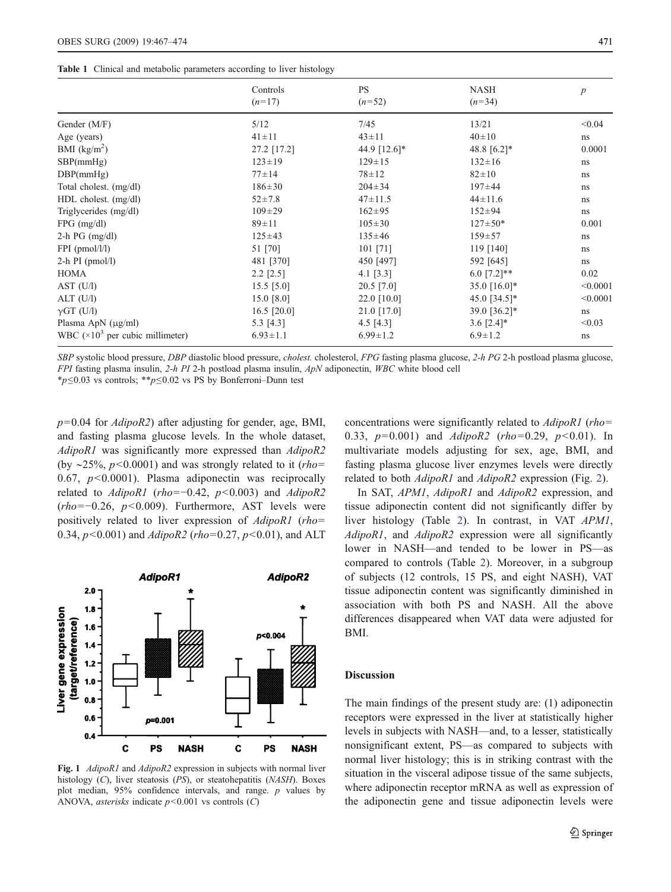**Table 1** Clinical and metabolic parameters according to liver histology

| | Controls ($n$=17) | PS ($n$=52) | NASH ($n$=34) | $p$ |
|---|---|---|---|---|
| Gender (M/F) | 5/12 | 7/45 | 13/21 | <0.04 |
| Age (years) | 41±11 | 43±11 | 40±10 | ns |
| BMI (kg/m$^2$) | 27.2 [17.2] | 44.9 [12.6]* | 48.8 [6.2]* | 0.0001 |
| SBP(mmHg) | 123±19 | 129±15 | 132±16 | ns |
| DBP(mmHg) | 77±14 | 78±12 | 82±10 | ns |
| Total cholest. (mg/dl) | 186±30 | 204±34 | 197±44 | ns |
| HDL cholest. (mg/dl) | 52±7.8 | 47±11.5 | 44±11.6 | ns |
| Triglycerides (mg/dl) | 109±29 | 162±95 | 152±94 | ns |
| FPG (mg/dl) | 89±11 | 105±30 | 127±50* | 0.001 |
| 2-h PG (mg/dl) | 125±43 | 135±46 | 159±57 | ns |
| FPI (pmol/l/l) | 51 [70] | 101 [71] | 119 [140] | ns |
| 2-h PI (pmol/l) | 481 [370] | 450 [497] | 592 [645] | ns |
| HOMA | 2.2 [2.5] | 4.1 [3.3] | 6.0 [7.2]** | 0.02 |
| AST (U/l) | 15.5 [5.0] | 20.5 [7.0] | 35.0 [16.0]* | <0.0001 |
| ALT (U/l) | 15.0 [8.0] | 22.0 [10.0] | 45.0 [34.5]* | <0.0001 |
| γGT (U/l) | 16.5 [20.0] | 21.0 [17.0] | 39.0 [36.2]* | ns |
| Plasma ApN (μg/ml) | 5.3 [4.3] | 4.5 [4.3] | 3.6 [2.4]* | <0.03 |
| WBC (×10$^3$ per cubic millimeter) | 6.93±1.1 | 6.99±1.2 | 6.9±1.2 | ns |

*SBP* systolic blood pressure, *DBP* diastolic blood pressure, *cholest.* cholesterol, *FPG* fasting plasma glucose, *2-h PG* 2-h postload plasma glucose, *FPI* fasting plasma insulin, *2-h PI* 2-h postload plasma insulin, *ApN* adiponectin, *WBC* white blood cell

*$p$≤0.03 vs controls; **$p$≤0.02 vs PS by Bonferroni–Dunn test

$p$=0.04 for *AdipoR2*) after adjusting for gender, age, BMI, and fasting plasma glucose levels. In the whole dataset, *AdipoR1* was significantly more expressed than *AdipoR2* (by ∼25%, $p$<0.0001) and was strongly related to it (*rho*=0.67, $p$<0.0001). Plasma adiponectin was reciprocally related to *AdipoR1* (*rho*=−0.42, $p$<0.003) and *AdipoR2* (*rho*=−0.26, $p$<0.009). Furthermore, AST levels were positively related to liver expression of *AdipoR1* (*rho*=0.34, $p$<0.001) and *AdipoR2* (*rho*=0.27, $p$<0.01), and ALT concentrations were significantly related to *AdipoR1* (*rho*=0.33, $p$=0.001) and *AdipoR2* (*rho*=0.29, $p$<0.01). In multivariate models adjusting for sex, age, BMI, and fasting plasma glucose liver enzymes levels were directly related to both *AdipoR1* and *AdipoR2* expression (Fig. 2).

**Fig. 1** *AdipoR1* and *AdipoR2* expression in subjects with normal liver histology (*C*), liver steatosis (*PS*), or steatohepatitis (*NASH*). Boxes plot median, 95% confidence intervals, and range. *p* values by ANOVA, *asterisks* indicate $p$<0.001 vs controls (*C*)

In SAT, *APM1*, *AdipoR1* and *AdipoR2* expression, and tissue adiponectin content did not significantly differ by liver histology (Table 2). In contrast, in VAT *APM1*, *AdipoR1*, and *AdipoR2* expression were all significantly lower in NASH—and tended to be lower in PS—as compared to controls (Table 2). Moreover, in a subgroup of subjects (12 controls, 15 PS, and eight NASH), VAT tissue adiponectin content was significantly diminished in association with both PS and NASH. All the above differences disappeared when VAT data were adjusted for BMI.

## Discussion

The main findings of the present study are: (1) adiponectin receptors were expressed in the liver at statistically higher levels in subjects with NASH—and, to a lesser, statistically nonsignificant extent, PS—as compared to subjects with normal liver histology; this is in striking contrast with the situation in the visceral adipose tissue of the same subjects, where adiponectin receptor mRNA as well as expression of the adiponectin gene and tissue adiponectin levels were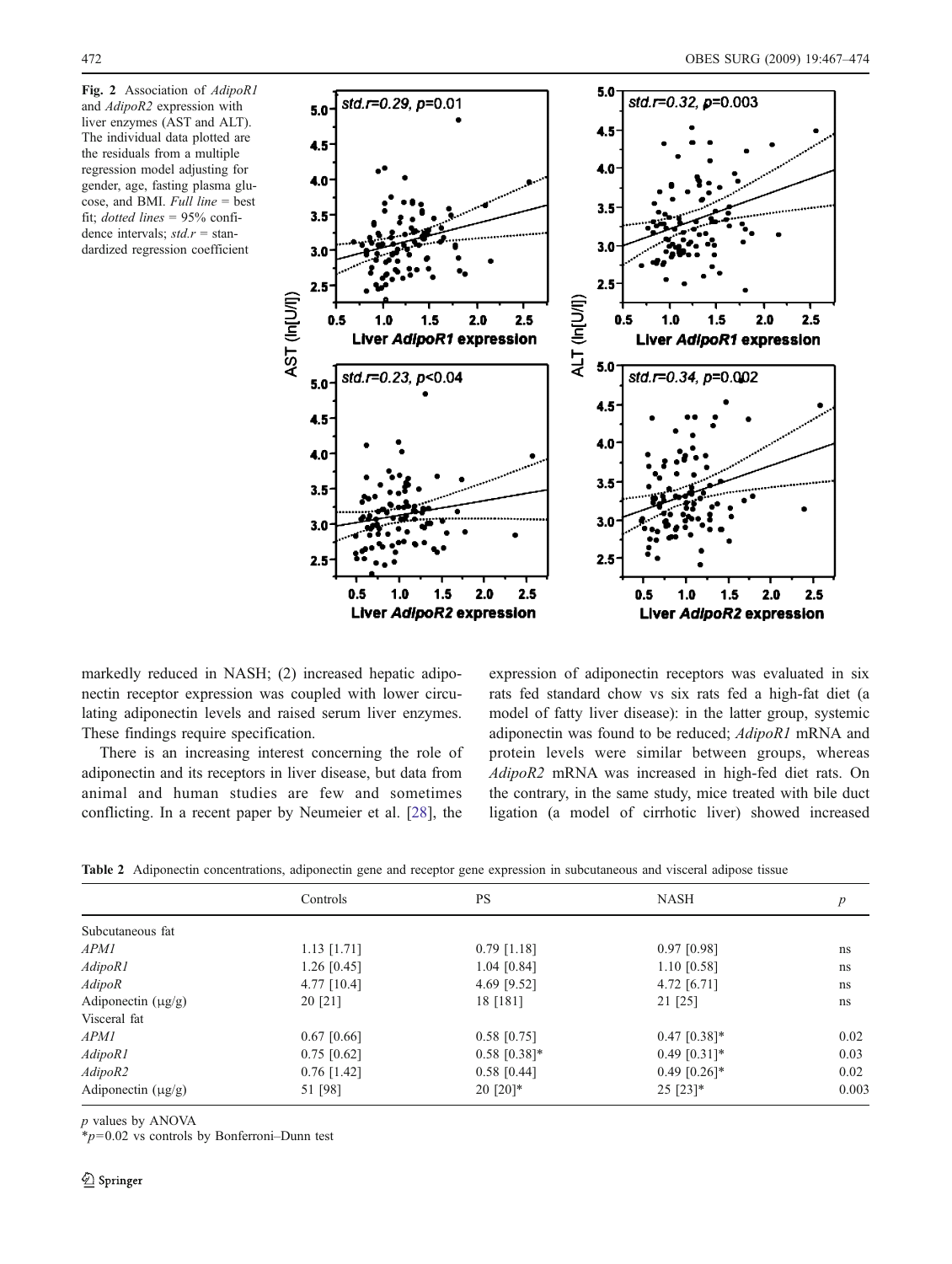**Fig. 2** Association of *AdipoR1* and *AdipoR2* expression with liver enzymes (AST and ALT). The individual data plotted are the residuals from a multiple regression model adjusting for gender, age, fasting plasma glucose, and BMI. *Full line* = best fit; *dotted lines* = 95% confidence intervals; *std.r* = standardized regression coefficient

markedly reduced in NASH; (2) increased hepatic adiponectin receptor expression was coupled with lower circulating adiponectin levels and raised serum liver enzymes. These findings require specification.

There is an increasing interest concerning the role of adiponectin and its receptors in liver disease, but data from animal and human studies are few and sometimes conflicting. In a recent paper by Neumeier et al. [28], the expression of adiponectin receptors was evaluated in six rats fed standard chow vs six rats fed a high-fat diet (a model of fatty liver disease): in the latter group, systemic adiponectin was found to be reduced; *AdipoR1* mRNA and protein levels were similar between groups, whereas *AdipoR2* mRNA was increased in high-fed diet rats. On the contrary, in the same study, mice treated with bile duct ligation (a model of cirrhotic liver) showed increased

**Table 2** Adiponectin concentrations, adiponectin gene and receptor gene expression in subcutaneous and visceral adipose tissue

| | Controls | PS | NASH | $p$ |
|---|---|---|---|---|
| Subcutaneous fat | | | | |
| *APM1* | 1.13 [1.71] | 0.79 [1.18] | 0.97 [0.98] | ns |
| *AdipoR1* | 1.26 [0.45] | 1.04 [0.84] | 1.10 [0.58] | ns |
| *AdipoR* | 4.77 [10.4] | 4.69 [9.52] | 4.72 [6.71] | ns |
| Adiponectin (μg/g) | 20 [21] | 18 [181] | 21 [25] | ns |
| Visceral fat | | | | |
| *APM1* | 0.67 [0.66] | 0.58 [0.75] | 0.47 [0.38]* | 0.02 |
| *AdipoR1* | 0.75 [0.62] | 0.58 [0.38]* | 0.49 [0.31]* | 0.03 |
| *AdipoR2* | 0.76 [1.42] | 0.58 [0.44] | 0.49 [0.26]* | 0.02 |
| Adiponectin (μg/g) | 51 [98] | 20 [20]* | 25 [23]* | 0.003 |

$p$ values by ANOVA

*$p$=0.02 vs controls by Bonferroni–Dunn test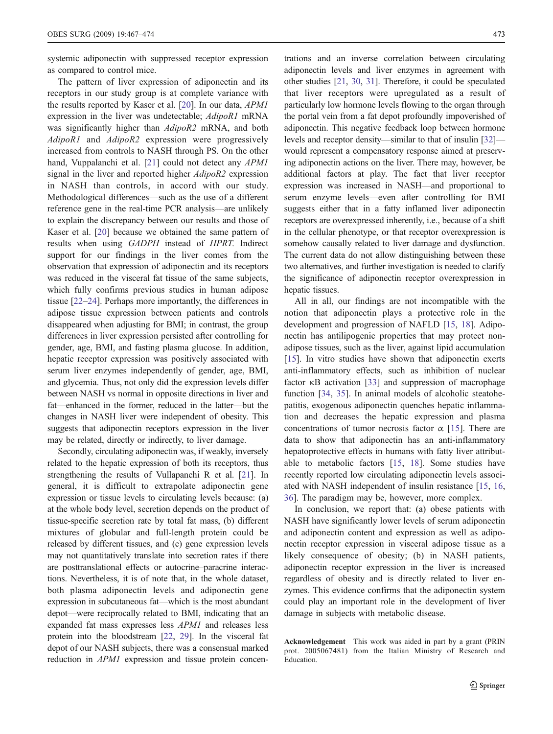systemic adiponectin with suppressed receptor expression as compared to control mice.

The pattern of liver expression of adiponectin and its receptors in our study group is at complete variance with the results reported by Kaser et al. [20]. In our data, *APM1* expression in the liver was undetectable; *AdipoR1* mRNA was significantly higher than *AdipoR2* mRNA, and both *AdipoR1* and *AdipoR2* expression were progressively increased from controls to NASH through PS. On the other hand, Vuppalanchi et al. [21] could not detect any *APM1* signal in the liver and reported higher *AdipoR2* expression in NASH than controls, in accord with our study. Methodological differences—such as the use of a different reference gene in the real-time PCR analysis—are unlikely to explain the discrepancy between our results and those of Kaser et al. [20] because we obtained the same pattern of results when using *GADPH* instead of *HPRT*. Indirect support for our findings in the liver comes from the observation that expression of adiponectin and its receptors was reduced in the visceral fat tissue of the same subjects, which fully confirms previous studies in human adipose tissue [22–24]. Perhaps more importantly, the differences in adipose tissue expression between patients and controls disappeared when adjusting for BMI; in contrast, the group differences in liver expression persisted after controlling for gender, age, BMI, and fasting plasma glucose. In addition, hepatic receptor expression was positively associated with serum liver enzymes independently of gender, age, BMI, and glycemia. Thus, not only did the expression levels differ between NASH vs normal in opposite directions in liver and fat—enhanced in the former, reduced in the latter—but the changes in NASH liver were independent of obesity. This suggests that adiponectin receptors expression in the liver may be related, directly or indirectly, to liver damage.

Secondly, circulating adiponectin was, if weakly, inversely related to the hepatic expression of both its receptors, thus strengthening the results of Vullapanchi R et al. [21]. In general, it is difficult to extrapolate adiponectin gene expression or tissue levels to circulating levels because: (a) at the whole body level, secretion depends on the product of tissue-specific secretion rate by total fat mass, (b) different mixtures of globular and full-length protein could be released by different tissues, and (c) gene expression levels may not quantitatively translate into secretion rates if there are posttranslational effects or autocrine–paracrine interactions. Nevertheless, it is of note that, in the whole dataset, both plasma adiponectin levels and adiponectin gene expression in subcutaneous fat—which is the most abundant depot—were reciprocally related to BMI, indicating that an expanded fat mass expresses less *APM1* and releases less protein into the bloodstream [22, 29]. In the visceral fat depot of our NASH subjects, there was a consensual marked reduction in *APM1* expression and tissue protein concentrations and an inverse correlation between circulating adiponectin levels and liver enzymes in agreement with other studies [21, 30, 31]. Therefore, it could be speculated that liver receptors were upregulated as a result of particularly low hormone levels flowing to the organ through the portal vein from a fat depot profoundly impoverished of adiponectin. This negative feedback loop between hormone levels and receptor density—similar to that of insulin [32]—would represent a compensatory response aimed at preserving adiponectin actions on the liver. There may, however, be additional factors at play. The fact that liver receptor expression was increased in NASH—and proportional to serum enzyme levels—even after controlling for BMI suggests either that in a fatty inflamed liver adiponectin receptors are overexpressed inherently, i.e., because of a shift in the cellular phenotype, or that receptor overexpression is somehow causally related to liver damage and dysfunction. The current data do not allow distinguishing between these two alternatives, and further investigation is needed to clarify the significance of adiponectin receptor overexpression in hepatic tissues.

All in all, our findings are not incompatible with the notion that adiponectin plays a protective role in the development and progression of NAFLD [15, 18]. Adiponectin has antilipogenic properties that may protect non-adipose tissues, such as the liver, against lipid accumulation [15]. In vitro studies have shown that adiponectin exerts anti-inflammatory effects, such as inhibition of nuclear factor κB activation [33] and suppression of macrophage function [34, 35]. In animal models of alcoholic steatohepatitis, exogenous adiponectin quenches hepatic inflammation and decreases the hepatic expression and plasma concentrations of tumor necrosis factor α [15]. There are data to show that adiponectin has an anti-inflammatory hepatoprotective effects in humans with fatty liver attributable to metabolic factors [15, 18]. Some studies have recently reported low circulating adiponectin levels associated with NASH independent of insulin resistance [15, 16, 36]. The paradigm may be, however, more complex.

In conclusion, we report that: (a) obese patients with NASH have significantly lower levels of serum adiponectin and adiponectin content and expression as well as adiponectin receptor expression in visceral adipose tissue as a likely consequence of obesity; (b) in NASH patients, adiponectin receptor expression in the liver is increased regardless of obesity and is directly related to liver enzymes. This evidence confirms that the adiponectin system could play an important role in the development of liver damage in subjects with metabolic disease.

**Acknowledgement** This work was aided in part by a grant (PRIN prot. 2005067481) from the Italian Ministry of Research and Education.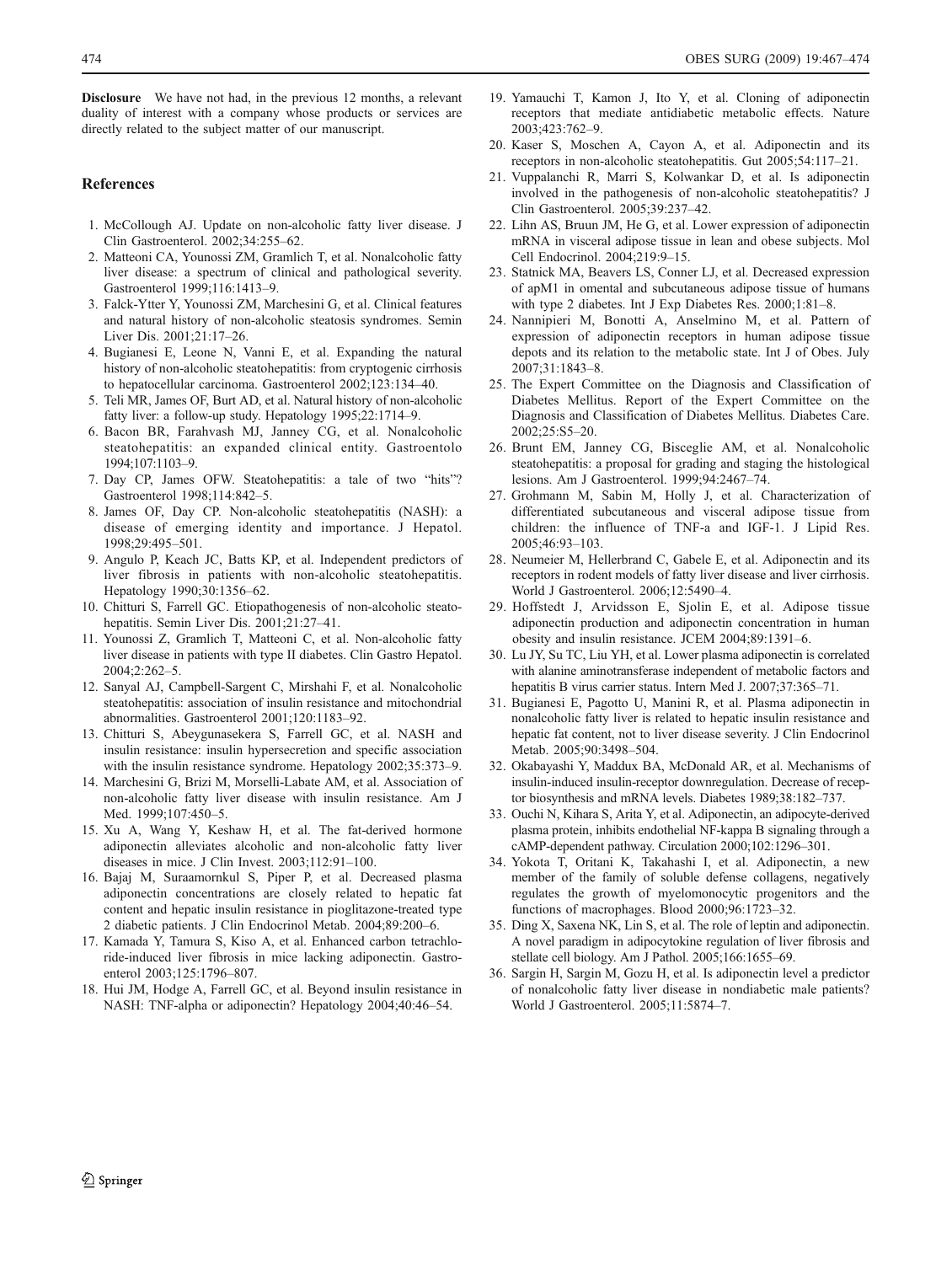**Disclosure** We have not had, in the previous 12 months, a relevant duality of interest with a company whose products or services are directly related to the subject matter of our manuscript.

## References

1. McCollough AJ. Update on non-alcoholic fatty liver disease. J Clin Gastroenterol. 2002;34:255–62.
2. Matteoni CA, Younossi ZM, Gramlich T, et al. Nonalcoholic fatty liver disease: a spectrum of clinical and pathological severity. Gastroenterol 1999;116:1413–9.
3. Falck-Ytter Y, Younossi ZM, Marchesini G, et al. Clinical features and natural history of non-alcoholic steatosis syndromes. Semin Liver Dis. 2001;21:17–26.
4. Bugianesi E, Leone N, Vanni E, et al. Expanding the natural history of non-alcoholic steatohepatitis: from cryptogenic cirrhosis to hepatocellular carcinoma. Gastroenterol 2002;123:134–40.
5. Teli MR, James OF, Burt AD, et al. Natural history of non-alcoholic fatty liver: a follow-up study. Hepatology 1995;22:1714–9.
6. Bacon BR, Farahvash MJ, Janney CG, et al. Nonalcoholic steatohepatitis: an expanded clinical entity. Gastroentolo 1994;107:1103–9.
7. Day CP, James OFW. Steatohepatitis: a tale of two "hits"? Gastroenterol 1998;114:842–5.
8. James OF, Day CP. Non-alcoholic steatohepatitis (NASH): a disease of emerging identity and importance. J Hepatol. 1998;29:495–501.
9. Angulo P, Keach JC, Batts KP, et al. Independent predictors of liver fibrosis in patients with non-alcoholic steatohepatitis. Hepatology 1990;30:1356–62.
10. Chitturi S, Farrell GC. Etiopathogenesis of non-alcoholic steatohepatitis. Semin Liver Dis. 2001;21:27–41.
11. Younossi Z, Gramlich T, Matteoni C, et al. Non-alcoholic fatty liver disease in patients with type II diabetes. Clin Gastro Hepatol. 2004;2:262–5.
12. Sanyal AJ, Campbell-Sargent C, Mirshahi F, et al. Nonalcoholic steatohepatitis: association of insulin resistance and mitochondrial abnormalities. Gastroenterol 2001;120:1183–92.
13. Chitturi S, Abeygunasekera S, Farrell GC, et al. NASH and insulin resistance: insulin hypersecretion and specific association with the insulin resistance syndrome. Hepatology 2002;35:373–9.
14. Marchesini G, Brizi M, Morselli-Labate AM, et al. Association of non-alcoholic fatty liver disease with insulin resistance. Am J Med. 1999;107:450–5.
15. Xu A, Wang Y, Keshaw H, et al. The fat-derived hormone adiponectin alleviates alcoholic and non-alcoholic fatty liver diseases in mice. J Clin Invest. 2003;112:91–100.
16. Bajaj M, Suraamornkul S, Piper P, et al. Decreased plasma adiponectin concentrations are closely related to hepatic fat content and hepatic insulin resistance in pioglitazone-treated type 2 diabetic patients. J Clin Endocrinol Metab. 2004;89:200–6.
17. Kamada Y, Tamura S, Kiso A, et al. Enhanced carbon tetrachloride-induced liver fibrosis in mice lacking adiponectin. Gastroenterol 2003;125:1796–807.
18. Hui JM, Hodge A, Farrell GC, et al. Beyond insulin resistance in NASH: TNF-alpha or adiponectin? Hepatology 2004;40:46–54.
19. Yamauchi T, Kamon J, Ito Y, et al. Cloning of adiponectin receptors that mediate antidiabetic metabolic effects. Nature 2003;423:762–9.
20. Kaser S, Moschen A, Cayon A, et al. Adiponectin and its receptors in non-alcoholic steatohepatitis. Gut 2005;54:117–21.
21. Vuppalanchi R, Marri S, Kolwankar D, et al. Is adiponectin involved in the pathogenesis of non-alcoholic steatohepatitis? J Clin Gastroenterol. 2005;39:237–42.
22. Lihn AS, Bruun JM, He G, et al. Lower expression of adiponectin mRNA in visceral adipose tissue in lean and obese subjects. Mol Cell Endocrinol. 2004;219:9–15.
23. Statnick MA, Beavers LS, Conner LJ, et al. Decreased expression of apM1 in omental and subcutaneous adipose tissue of humans with type 2 diabetes. Int J Exp Diabetes Res. 2000;1:81–8.
24. Nannipieri M, Bonotti A, Anselmino M, et al. Pattern of expression of adiponectin receptors in human adipose tissue depots and its relation to the metabolic state. Int J of Obes. July 2007;31:1843–8.
25. The Expert Committee on the Diagnosis and Classification of Diabetes Mellitus. Report of the Expert Committee on the Diagnosis and Classification of Diabetes Mellitus. Diabetes Care. 2002;25:S5–20.
26. Brunt EM, Janney CG, Bisceglie AM, et al. Nonalcoholic steatohepatitis: a proposal for grading and staging the histological lesions. Am J Gastroenterol. 1999;94:2467–74.
27. Grohmann M, Sabin M, Holly J, et al. Characterization of differentiated subcutaneous and visceral adipose tissue from children: the influence of TNF-a and IGF-1. J Lipid Res. 2005;46:93–103.
28. Neumeier M, Hellerbrand C, Gabele E, et al. Adiponectin and its receptors in rodent models of fatty liver disease and liver cirrhosis. World J Gastroenterol. 2006;12:5490–4.
29. Hoffstedt J, Arvidsson E, Sjolin E, et al. Adipose tissue adiponectin production and adiponectin concentration in human obesity and insulin resistance. JCEM 2004;89:1391–6.
30. Lu JY, Su TC, Liu YH, et al. Lower plasma adiponectin is correlated with alanine aminotransferase independent of metabolic factors and hepatitis B virus carrier status. Intern Med J. 2007;37:365–71.
31. Bugianesi E, Pagotto U, Manini R, et al. Plasma adiponectin in nonalcoholic fatty liver is related to hepatic insulin resistance and hepatic fat content, not to liver disease severity. J Clin Endocrinol Metab. 2005;90:3498–504.
32. Okabayashi Y, Maddux BA, McDonald AR, et al. Mechanisms of insulin-induced insulin-receptor downregulation. Decrease of receptor biosynthesis and mRNA levels. Diabetes 1989;38:182–737.
33. Ouchi N, Kihara S, Arita Y, et al. Adiponectin, an adipocyte-derived plasma protein, inhibits endothelial NF-kappa B signaling through a cAMP-dependent pathway. Circulation 2000;102:1296–301.
34. Yokota T, Oritani K, Takahashi I, et al. Adiponectin, a new member of the family of soluble defense collagens, negatively regulates the growth of myelomonocytic progenitors and the functions of macrophages. Blood 2000;96:1723–32.
35. Ding X, Saxena NK, Lin S, et al. The role of leptin and adiponectin. A novel paradigm in adipocytokine regulation of liver fibrosis and stellate cell biology. Am J Pathol. 2005;166:1655–69.
36. Sargin H, Sargin M, Gozu H, et al. Is adiponectin level a predictor of nonalcoholic fatty liver disease in nondiabetic male patients? World J Gastroenterol. 2005;11:5874–7.